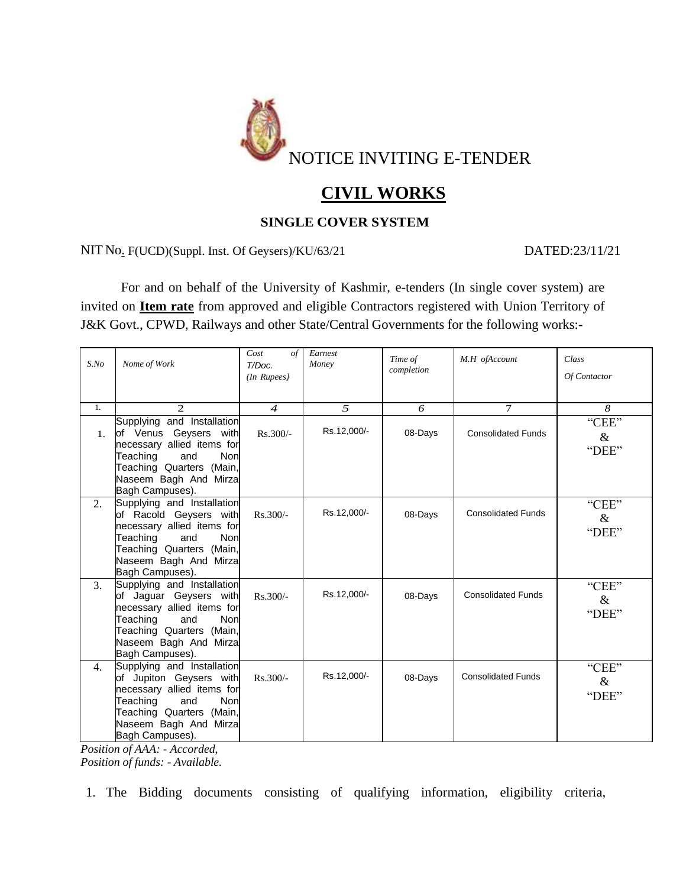# NOTICE INVITING E-TENDER

## CIVIL WORKS

### SINGLE COVER SYSTEM

NIT No. F(UCD)(Suppl. Inst. Of Geysers)/KU/63/21 DATED:23/11/21

For and on behalf of the University of Kashmir, e-tenders (In single cover system) are invited on **Item rate** from approved and eligible Contractors registered with Union Territory of J&K Govt., CPWD, Railways and other State/Central Governments for the following works:-

| S.No | Nome of Work | Cost of T/Doc. (In Rupees} | Earnest Money | Time of completion | M.H ofAccount | Class Of Contactor |
|---|---|---|---|---|---|---|
| 1. | 2 | 4 | 5 | 6 | 7 | 8 |
| 1. | Supplying and Installation of Venus Geysers with necessary allied items for Teaching and Non Teaching Quarters (Main, Naseem Bagh And Mirza Bagh Campuses). | Rs.300/- | Rs.12,000/- | 08-Days | Consolidated Funds | "CEE" & "DEE" |
| 2. | Supplying and Installation of Racold Geysers with necessary allied items for Teaching and Non Teaching Quarters (Main, Naseem Bagh And Mirza Bagh Campuses). | Rs.300/- | Rs.12,000/- | 08-Days | Consolidated Funds | "CEE" & "DEE" |
| 3. | Supplying and Installation of Jaguar Geysers with necessary allied items for Teaching and Non Teaching Quarters (Main, Naseem Bagh And Mirza Bagh Campuses). | Rs.300/- | Rs.12,000/- | 08-Days | Consolidated Funds | "CEE" & "DEE" |
| 4. | Supplying and Installation of Jupiton Geysers with necessary allied items for Teaching and Non Teaching Quarters (Main, Naseem Bagh And Mirza Bagh Campuses). | Rs.300/- | Rs.12,000/- | 08-Days | Consolidated Funds | "CEE" & "DEE" |

*Position of AAA: - Accorded,*
*Position of funds: - Available.*

1. The Bidding documents consisting of qualifying information, eligibility criteria,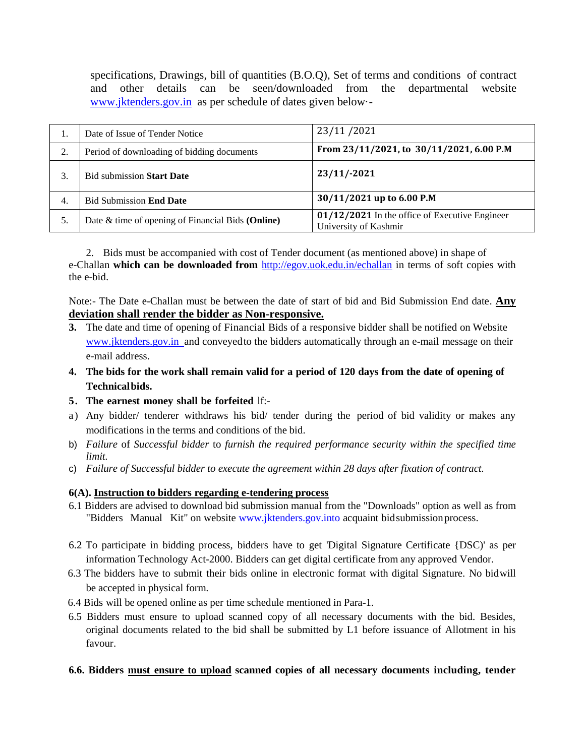specifications, Drawings, bill of quantities (B.O.Q), Set of terms and conditions of contract and other details can be seen/downloaded from the departmental website [www.jktenders.gov.in](http://www.jktenders.gov.in) as per schedule of dates given below·-

| 1. | Date of Issue of Tender Notice | 23/11 /2021 |
|---|---|---|
| 2. | Period of downloading of bidding documents | **From 23/11/2021, to 30/11/2021, 6.00 P.M** |
| 3. | Bid submission **Start Date** | **23/11/-2021** |
| 4. | Bid Submission **End Date** | **30/11/2021 up to 6.00 P.M** |
| 5. | Date & time of opening of Financial Bids **(Online)** | **01/12/2021** In the office of Executive Engineer University of Kashmir |

2. Bids must be accompanied with cost of Tender document (as mentioned above) in shape of e-Challan **which can be downloaded from** [http://egov.uok.edu.in/echallan](http://egov.uok.edu.in/echallan) in terms of soft copies with the e-bid.

Note:- The Date e-Challan must be between the date of start of bid and Bid Submission End date. **Any deviation shall render the bidder as Non-responsive.**

**3.** The date and time of opening of Financial Bids of a responsive bidder shall be notified on Website [www.jktenders.gov.in](http://www.jktenders.gov.in) and conveyedto the bidders automatically through an e-mail message on their e-mail address.

**4. The bids for the work shall remain valid for a period of 120 days from the date of opening of Technicalbids.**

**5. The earnest money shall be forfeited** lf:-

a) Any bidder/ tenderer withdraws his bid/ tender during the period of bid validity or makes any modifications in the terms and conditions of the bid.

b) *Failure* of *Successful bidder* to *furnish the required performance security within the specified time limit.*

c) *Failure of Successful bidder to execute the agreement within 28 days after fixation of contract.*

**6(A). Instruction to bidders regarding e-tendering process**

6.1 Bidders are advised to download bid submission manual from the "Downloads" option as well as from "Bidders Manual Kit" on website www.jktenders.gov.into acquaint bidsubmissionprocess.

6.2 To participate in bidding process, bidders have to get 'Digital Signature Certificate {DSC)' as per information Technology Act-2000. Bidders can get digital certificate from any approved Vendor.

6.3 The bidders have to submit their bids online in electronic format with digital Signature. No bidwill be accepted in physical form.

6.4 Bids will be opened online as per time schedule mentioned in Para-1.

6.5 Bidders must ensure to upload scanned copy of all necessary documents with the bid. Besides, original documents related to the bid shall be submitted by L1 before issuance of Allotment in his favour.

**6.6. Bidders must ensure to upload scanned copies of all necessary documents including, tender**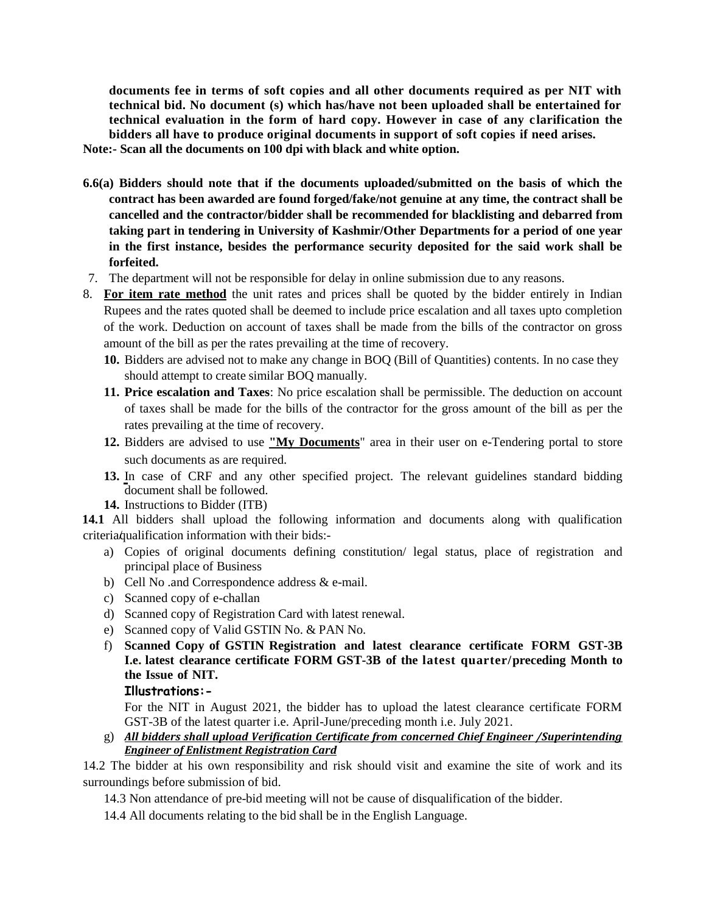**documents fee in terms of soft copies and all other documents required as per NIT with technical bid. No document (s) which has/have not been uploaded shall be entertained for technical evaluation in the form of hard copy. However in case of any clarification the bidders all have to produce original documents in support of soft copies if need arises.**

**Note:- Scan all the documents on 100 dpi with black and white option.**

**6.6(a) Bidders should note that if the documents uploaded/submitted on the basis of which the contract has been awarded are found forged/fake/not genuine at any time, the contract shall be cancelled and the contractor/bidder shall be recommended for blacklisting and debarred from taking part in tendering in University of Kashmir/Other Departments for a period of one year in the first instance, besides the performance security deposited for the said work shall be forfeited.**

7. The department will not be responsible for delay in online submission due to any reasons.
8. **For item rate method** the unit rates and prices shall be quoted by the bidder entirely in Indian Rupees and the rates quoted shall be deemed to include price escalation and all taxes upto completion of the work. Deduction on account of taxes shall be made from the bills of the contractor on gross amount of the bill as per the rates prevailing at the time of recovery.
   - **10.** Bidders are advised not to make any change in BOQ (Bill of Quantities) contents. In no case they should attempt to create similar BOQ manually.
   - **11. Price escalation and Taxes**: No price escalation shall be permissible. The deduction on account of taxes shall be made for the bills of the contractor for the gross amount of the bill as per the rates prevailing at the time of recovery.
   - **12.** Bidders are advised to use **"My Documents"** area in their user on e-Tendering portal to store such documents as are required.
   - **13.** In case of CRF and any other specified project. The relevant guidelines standard bidding document shall be followed.
   - **14.** Instructions to Bidder (ITB)

**14.1** All bidders shall upload the following information and documents along with qualification criteria/qualification information with their bids:-

a) Copies of original documents defining constitution/ legal status, place of registration and principal place of Business
b) Cell No .and Correspondence address & e-mail.
c) Scanned copy of e-challan
d) Scanned copy of Registration Card with latest renewal.
e) Scanned copy of Valid GSTIN No. & PAN No.
f) **Scanned Copy of GSTIN Registration and latest clearance certificate FORM GST-3B I.e. latest clearance certificate FORM GST-3B of the latest quarter/preceding Month to the Issue of NIT.**

   **Illustrations:-**

   For the NIT in August 2021, the bidder has to upload the latest clearance certificate FORM GST-3B of the latest quarter i.e. April-June/preceding month i.e. July 2021.
g) ***All bidders shall upload Verification Certificate from concerned Chief Engineer /Superintending Engineer of Enlistment Registration Card***

14.2 The bidder at his own responsibility and risk should visit and examine the site of work and its surroundings before submission of bid.

14.3 Non attendance of pre-bid meeting will not be cause of disqualification of the bidder.

14.4 All documents relating to the bid shall be in the English Language.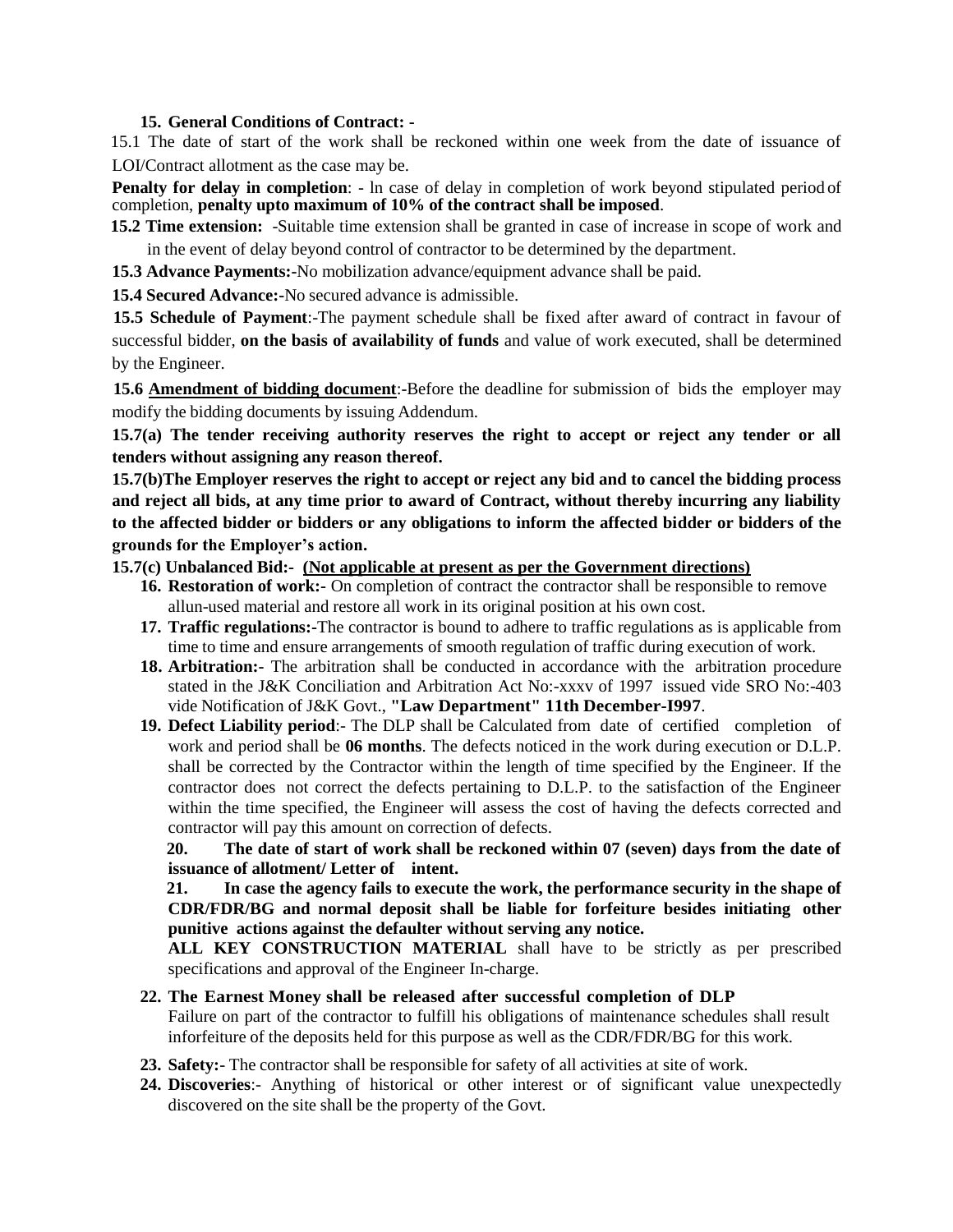**15. General Conditions of Contract: -**

15.1 The date of start of the work shall be reckoned within one week from the date of issuance of LOI/Contract allotment as the case may be.

**Penalty for delay in completion**: - ln case of delay in completion of work beyond stipulated period of completion, **penalty upto maximum of 10% of the contract shall be imposed**.

**15.2 Time extension:** -Suitable time extension shall be granted in case of increase in scope of work and in the event of delay beyond control of contractor to be determined by the department.

**15.3 Advance Payments:-**No mobilization advance/equipment advance shall be paid.

**15.4 Secured Advance:-**No secured advance is admissible.

**15.5 Schedule of Payment**:-The payment schedule shall be fixed after award of contract in favour of successful bidder, **on the basis of availability of funds** and value of work executed, shall be determined by the Engineer.

**15.6 <u>Amendment of bidding document</u>**:-Before the deadline for submission of bids the employer may modify the bidding documents by issuing Addendum.

**15.7(a) The tender receiving authority reserves the right to accept or reject any tender or all tenders without assigning any reason thereof.**

**15.7(b)The Employer reserves the right to accept or reject any bid and to cancel the bidding process and reject all bids, at any time prior to award of Contract, without thereby incurring any liability to the affected bidder or bidders or any obligations to inform the affected bidder or bidders of the grounds for the Employer's action.**

**15.7(c) Unbalanced Bid:- <u>(Not applicable at present as per the Government directions)</u>**

16. **Restoration of work:-** On completion of contract the contractor shall be responsible to remove allun-used material and restore all work in its original position at his own cost.
17. **Traffic regulations:-**The contractor is bound to adhere to traffic regulations as is applicable from time to time and ensure arrangements of smooth regulation of traffic during execution of work.
18. **Arbitration:-** The arbitration shall be conducted in accordance with the arbitration procedure stated in the J&K Conciliation and Arbitration Act No:-xxxv of 1997 issued vide SRO No:-403 vide Notification of J&K Govt., **"Law Department" 11th December-I997**.
19. **Defect Liability period**:- The DLP shall be Calculated from date of certified completion of work and period shall be **06 months**. The defects noticed in the work during execution or D.L.P. shall be corrected by the Contractor within the length of time specified by the Engineer. If the contractor does not correct the defects pertaining to D.L.P. to the satisfaction of the Engineer within the time specified, the Engineer will assess the cost of having the defects corrected and contractor will pay this amount on correction of defects.
20. **The date of start of work shall be reckoned within 07 (seven) days from the date of issuance of allotment/ Letter of intent.**
21. **In case the agency fails to execute the work, the performance security in the shape of CDR/FDR/BG and normal deposit shall be liable for forfeiture besides initiating other punitive actions against the defaulter without serving any notice.**

    **ALL KEY CONSTRUCTION MATERIAL** shall have to be strictly as per prescribed specifications and approval of the Engineer In-charge.
22. **The Earnest Money shall be released after successful completion of DLP**

    Failure on part of the contractor to fulfill his obligations of maintenance schedules shall result inforfeiture of the deposits held for this purpose as well as the CDR/FDR/BG for this work.
23. **Safety:**- The contractor shall be responsible for safety of all activities at site of work.
24. **Discoveries**:- Anything of historical or other interest or of significant value unexpectedly discovered on the site shall be the property of the Govt.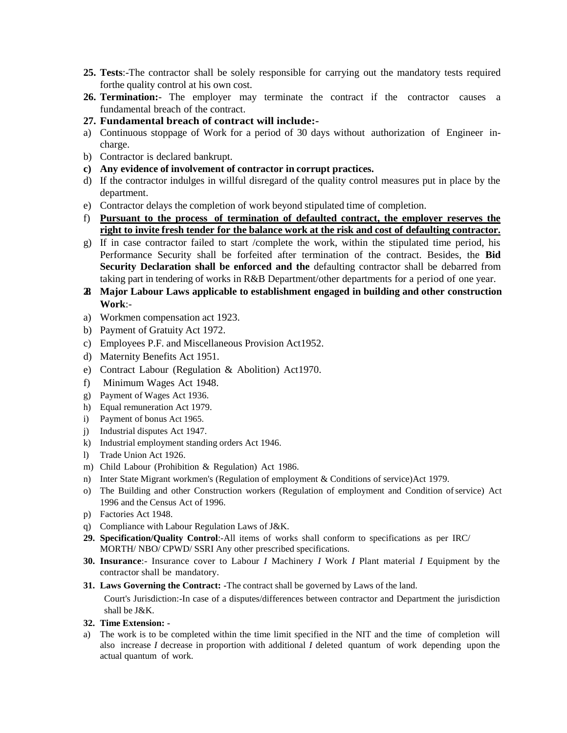**25. Tests**:-The contractor shall be solely responsible for carrying out the mandatory tests required forthe quality control at his own cost.

**26. Termination:**- The employer may terminate the contract if the contractor causes a fundamental breach of the contract.

**27. Fundamental breach of contract will include:-**

a) Continuous stoppage of Work for a period of 30 days without authorization of Engineer in-charge.
b) Contractor is declared bankrupt.
c) **Any evidence of involvement of contractor in corrupt practices.**
d) If the contractor indulges in willful disregard of the quality control measures put in place by the department.
e) Contractor delays the completion of work beyond stipulated time of completion.
f) **<u>Pursuant to the process of termination of defaulted contract, the employer reserves the right to invite fresh tender for the balance work at the risk and cost of defaulting contractor.</u>**
g) If in case contractor failed to start /complete the work, within the stipulated time period, his Performance Security shall be forfeited after termination of the contract. Besides, the **Bid Security Declaration shall be enforced and the** defaulting contractor shall be debarred from taking part in tendering of works in R&B Department/other departments for a period of one year.

**28. Major Labour Laws applicable to establishment engaged in building and other construction Work**:-

a) Workmen compensation act 1923.
b) Payment of Gratuity Act 1972.
c) Employees P.F. and Miscellaneous Provision Act1952.
d) Maternity Benefits Act 1951.
e) Contract Labour (Regulation & Abolition) Act1970.
f) Minimum Wages Act 1948.
g) Payment of Wages Act 1936.
h) Equal remuneration Act 1979.
i) Payment of bonus Act 1965.
j) Industrial disputes Act 1947.
k) Industrial employment standing orders Act 1946.
l) Trade Union Act 1926.
m) Child Labour (Prohibition & Regulation) Act 1986.
n) Inter State Migrant workmen's (Regulation of employment & Conditions of service)Act 1979.
o) The Building and other Construction workers (Regulation of employment and Condition of service) Act 1996 and the Census Act of 1996.
p) Factories Act 1948.
q) Compliance with Labour Regulation Laws of J&K.

**29. Specification/Quality Control**:-All items of works shall conform to specifications as per IRC/ MORTH/ NBO/ CPWD/ SSRI Any other prescribed specifications.

**30. Insurance**:- Insurance cover to Labour *I* Machinery *I* Work *I* Plant material *I* Equipment by the contractor shall be mandatory.

**31. Laws Governing the Contract: -**The contract shall be governed by Laws of the land.

Court's Jurisdiction:-In case of a disputes/differences between contractor and Department the jurisdiction shall be J&K.

**32. Time Extension: -**

a) The work is to be completed within the time limit specified in the NIT and the time of completion will also increase *I* decrease in proportion with additional *I* deleted quantum of work depending upon the actual quantum of work.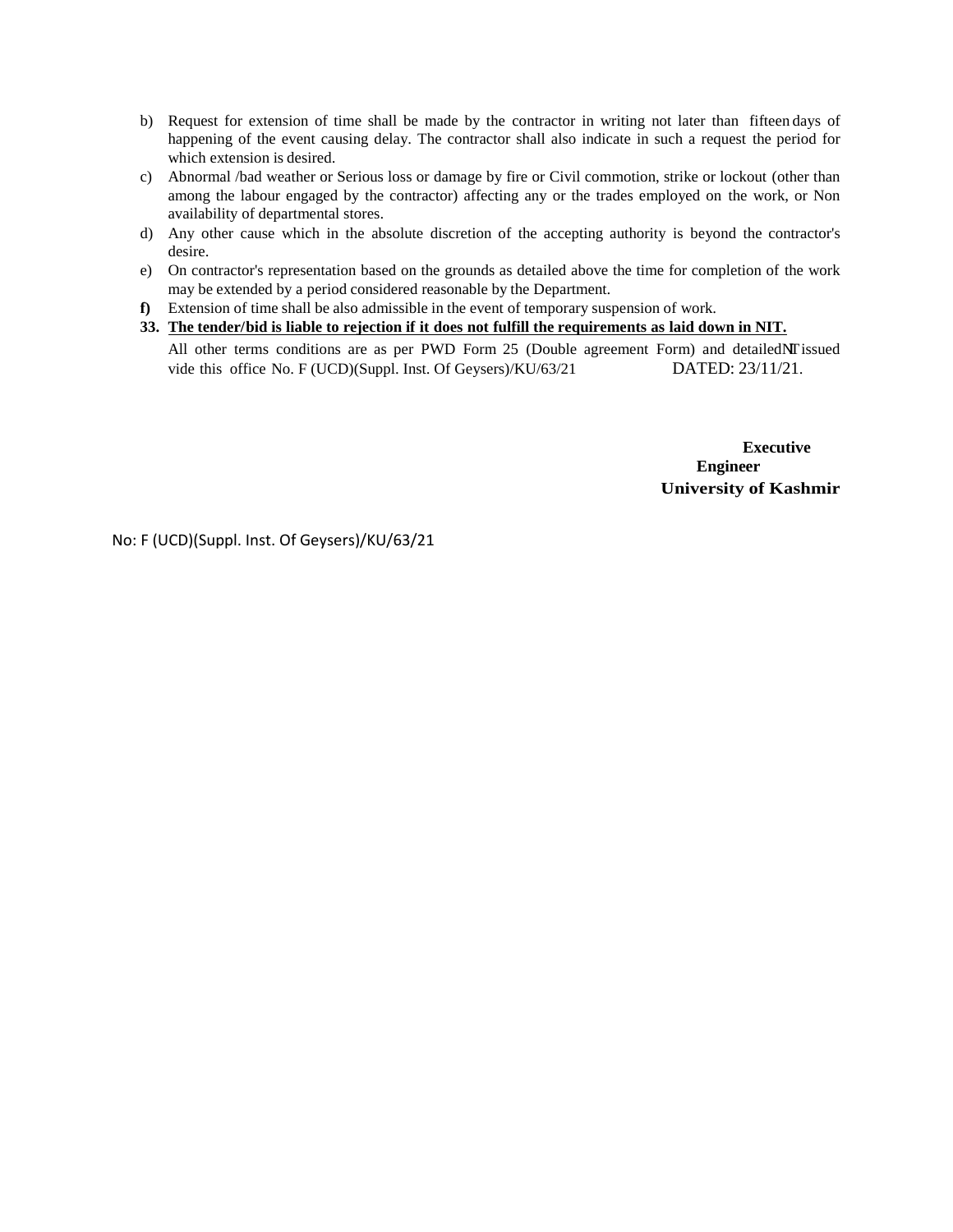b) Request for extension of time shall be made by the contractor in writing not later than fifteen days of happening of the event causing delay. The contractor shall also indicate in such a request the period for which extension is desired.

c) Abnormal /bad weather or Serious loss or damage by fire or Civil commotion, strike or lockout (other than among the labour engaged by the contractor) affecting any or the trades employed on the work, or Non availability of departmental stores.

d) Any other cause which in the absolute discretion of the accepting authority is beyond the contractor's desire.

e) On contractor's representation based on the grounds as detailed above the time for completion of the work may be extended by a period considered reasonable by the Department.

**f)** Extension of time shall be also admissible in the event of temporary suspension of work.

**33. The tender/bid is liable to rejection if it does not fulfill the requirements as laid down in NIT.**

All other terms conditions are as per PWD Form 25 (Double agreement Form) and detailed NIT issued vide this office No. F (UCD)(Suppl. Inst. Of Geysers)/KU/63/21 DATED: 23/11/21.

**Executive Engineer**
**University of Kashmir**

No: F (UCD)(Suppl. Inst. Of Geysers)/KU/63/21